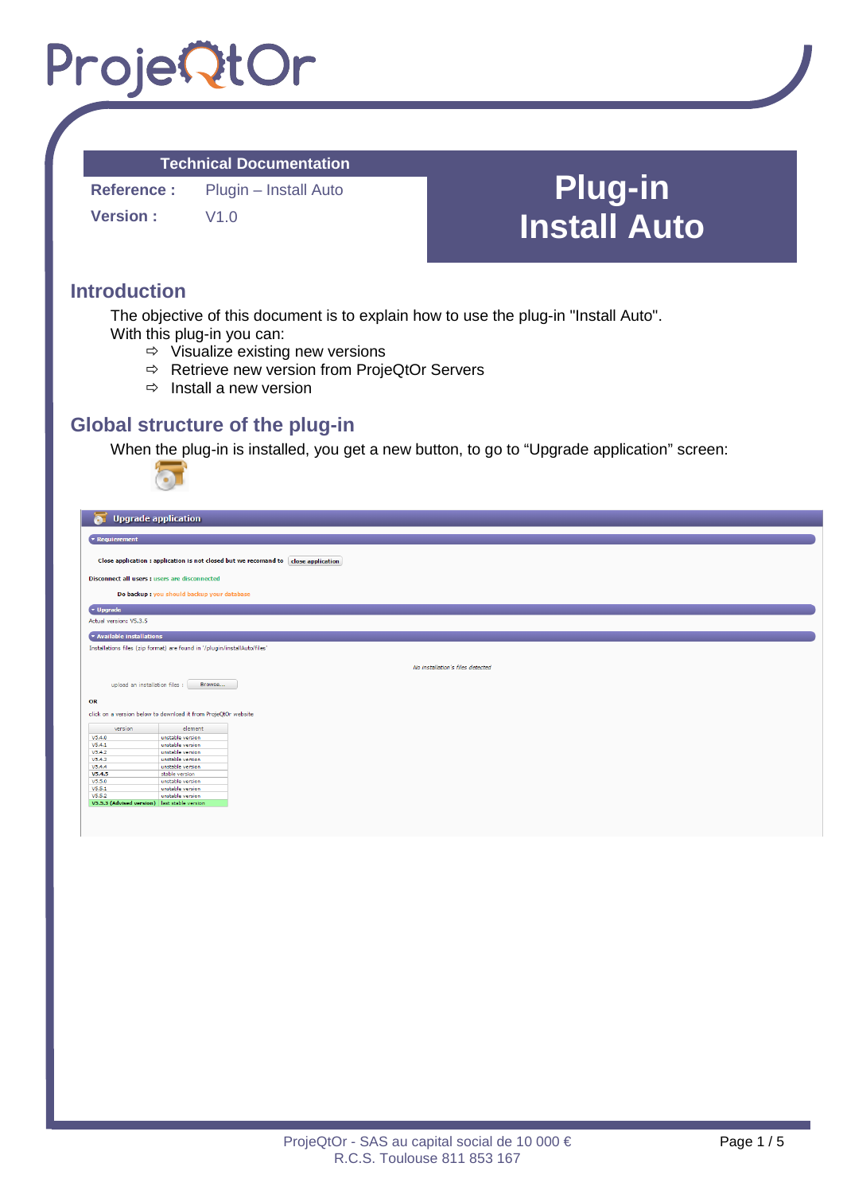# ProjeQtOr

**Technical Documentation**

**Reference :** Plugin – Install Auto

**Version :** V1.0

# Plug-in Install Auto

## Introduction

The objective of this document is to explain how to use the plug-in "Install Auto".
With this plug-in you can:

- ⇨ Visualize existing new versions
- ⇨ Retrieve new version from ProjeQtOr Servers
- ⇨ Install a new version

## Global structure of the plug-in

When the plug-in is installed, you get a new button, to go to “Upgrade application” screen:

**Upgrade application**

**Requirement**

Close application : application is not closed but we recomand to [close application]

Disconnect all users : users are disconnected

Do backup : you should backup your database

**Upgrade**

Actual version: V5.3.5

**Available installations**

Installations files (zip format) are found in '/plugin/installAuto/files'

*No installation's files detected*

upload an installation files : [Browse...]

OR

click on a version below to download it from ProjeQtOr website

| version | element |
|---|---|
| V5.4.0 | unstable version |
| V5.4.1 | unstable version |
| V5.4.2 | unstable version |
| V5.4.3 | unstable version |
| V5.4.4 | unstable version |
| **V5.4.5** | stable version |
| V5.5.0 | unstable version |
| V5.5.1 | unstable version |
| V5.5.2 | unstable version |
| **V5.3.3 (Advised version)** | last stable version |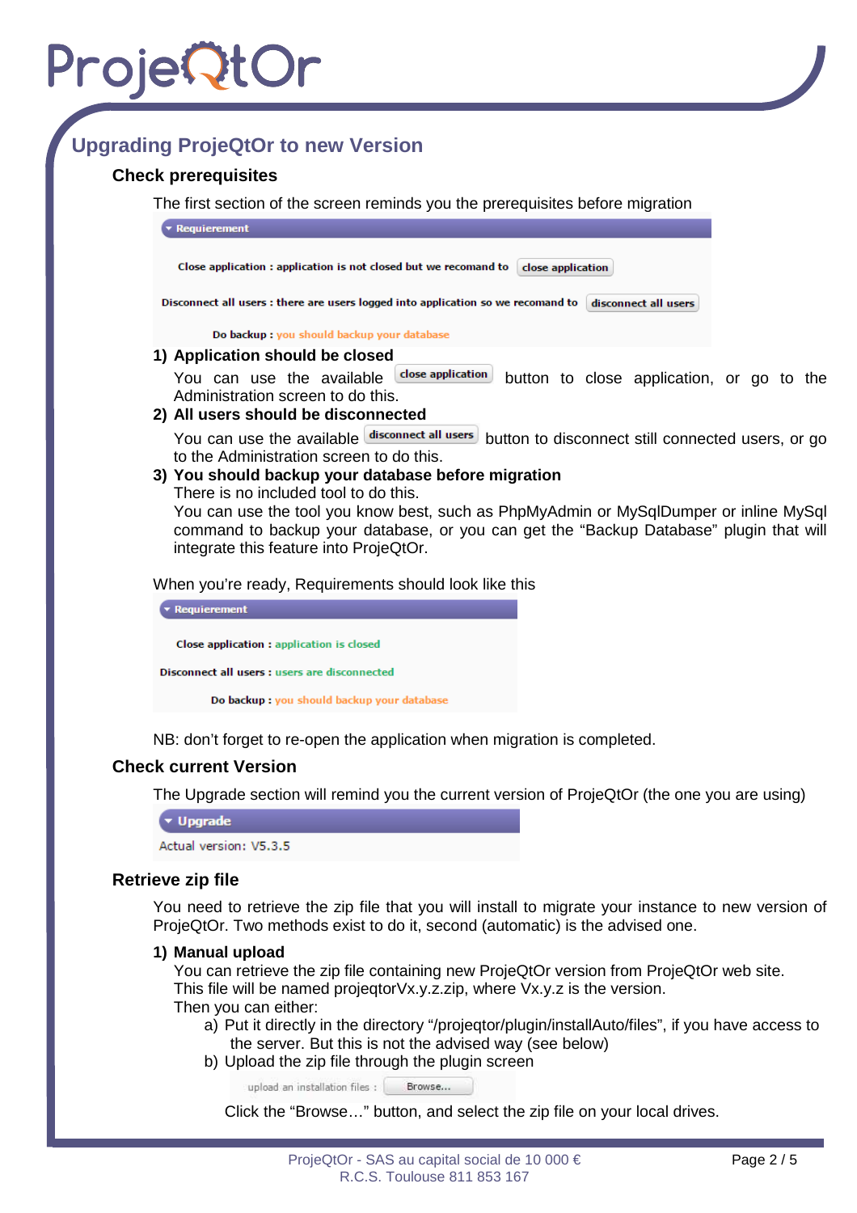## Upgrading ProjeQtOr to new Version

### Check prerequisites

The first section of the screen reminds you the prerequisites before migration

Requierement

Close application : application is not closed but we recomand to close application

Disconnect all users : there are users logged into application so we recomand to disconnect all users

Do backup : you should backup your database

1) **Application should be closed**
   You can use the available close application button to close application, or go to the Administration screen to do this.
2) **All users should be disconnected**
   You can use the available disconnect all users button to disconnect still connected users, or go to the Administration screen to do this.
3) **You should backup your database before migration**
   There is no included tool to do this.
   You can use the tool you know best, such as PhpMyAdmin or MySqlDumper or inline MySql command to backup your database, or you can get the "Backup Database" plugin that will integrate this feature into ProjeQtOr.

When you're ready, Requirements should look like this

Requierement

Close application : application is closed

Disconnect all users : users are disconnected

Do backup : you should backup your database

NB: don't forget to re-open the application when migration is completed.

### Check current Version

The Upgrade section will remind you the current version of ProjeQtOr (the one you are using)

Upgrade

Actual version: V5.3.5

### Retrieve zip file

You need to retrieve the zip file that you will install to migrate your instance to new version of ProjeQtOr. Two methods exist to do it, second (automatic) is the advised one.

1) **Manual upload**
   You can retrieve the zip file containing new ProjeQtOr version from ProjeQtOr web site.
   This file will be named projeqtorVx.y.z.zip, where Vx.y.z is the version.
   Then you can either:
   a) Put it directly in the directory "/projeqtor/plugin/installAuto/files", if you have access to the server. But this is not the advised way (see below)
   b) Upload the zip file through the plugin screen

      upload an installation files : Browse...

      Click the "Browse…" button, and select the zip file on your local drives.

ProjeQtOr - SAS au capital social de 10 000 €
R.C.S. Toulouse 811 853 167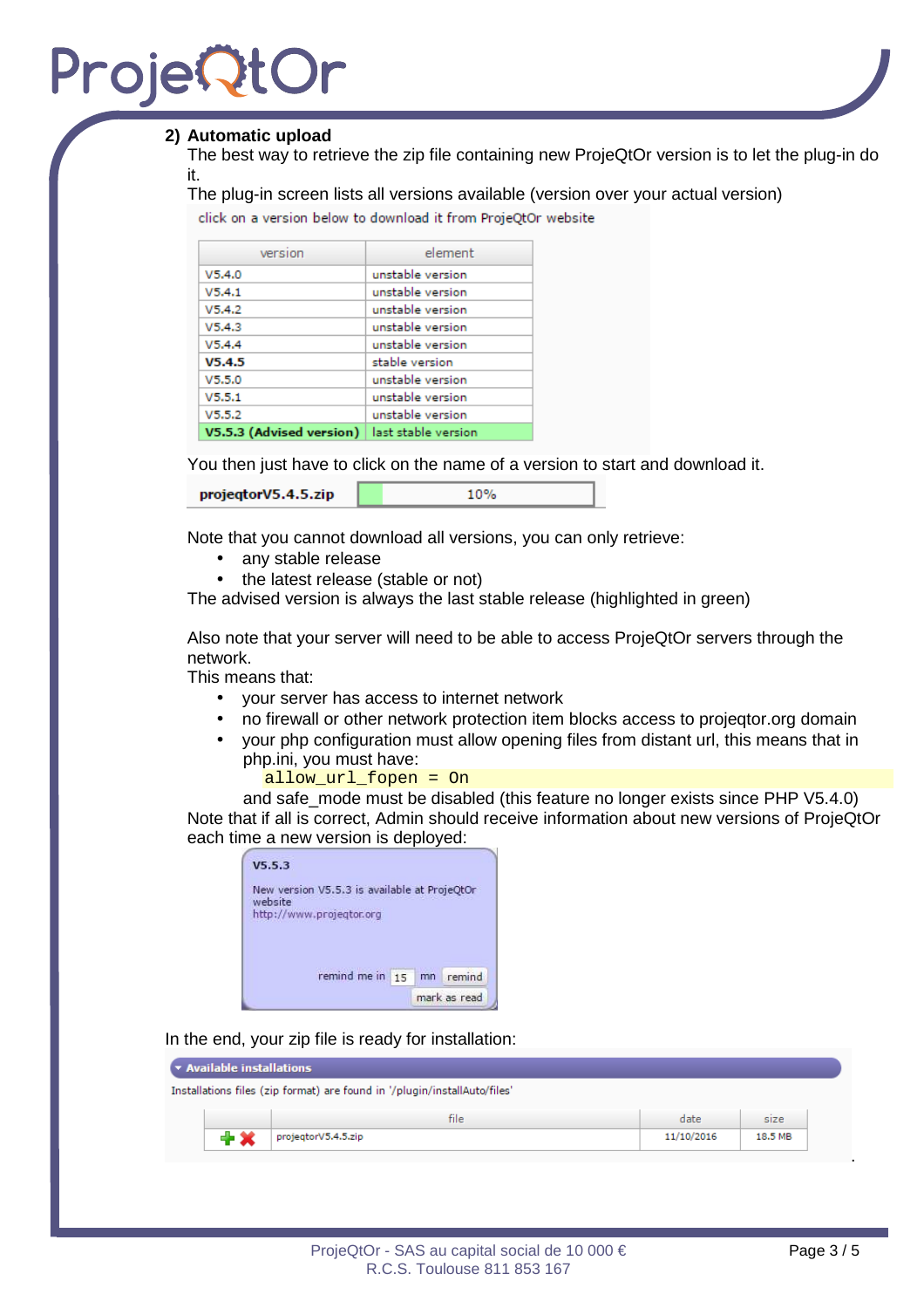## 2) Automatic upload

The best way to retrieve the zip file containing new ProjeQtOr version is to let the plug-in do it.

The plug-in screen lists all versions available (version over your actual version)

click on a version below to download it from ProjeQtOr website

| version | element |
|---|---|
| V5.4.0 | unstable version |
| V5.4.1 | unstable version |
| V5.4.2 | unstable version |
| V5.4.3 | unstable version |
| V5.4.4 | unstable version |
| **V5.4.5** | stable version |
| V5.5.0 | unstable version |
| V5.5.1 | unstable version |
| V5.5.2 | unstable version |
| **V5.5.3 (Advised version)** | last stable version |

You then just have to click on the name of a version to start and download it.

**projeqtorV5.4.5.zip** 10%

Note that you cannot download all versions, you can only retrieve:

- any stable release
- the latest release (stable or not)

The advised version is always the last stable release (highlighted in green)

Also note that your server will need to be able to access ProjeQtOr servers through the network.

This means that:

- your server has access to internet network
- no firewall or other network protection item blocks access to projeqtor.org domain
- your php configuration must allow opening files from distant url, this means that in php.ini, you must have:

```
allow_url_fopen = On
```

  and safe_mode must be disabled (this feature no longer exists since PHP V5.4.0)

Note that if all is correct, Admin should receive information about new versions of ProjeQtOr each time a new version is deployed:

**V5.5.3**

New version V5.5.3 is available at ProjeQtOr website
http://www.projeqtor.org

remind me in 15 mn remind
mark as read

In the end, your zip file is ready for installation:

**Available installations**

Installations files (zip format) are found in '/plugin/installAuto/files'

| | file | date | size |
|---|---|---|---|
| + ✖ | projeqtorV5.4.5.zip | 11/10/2016 | 18.5 MB |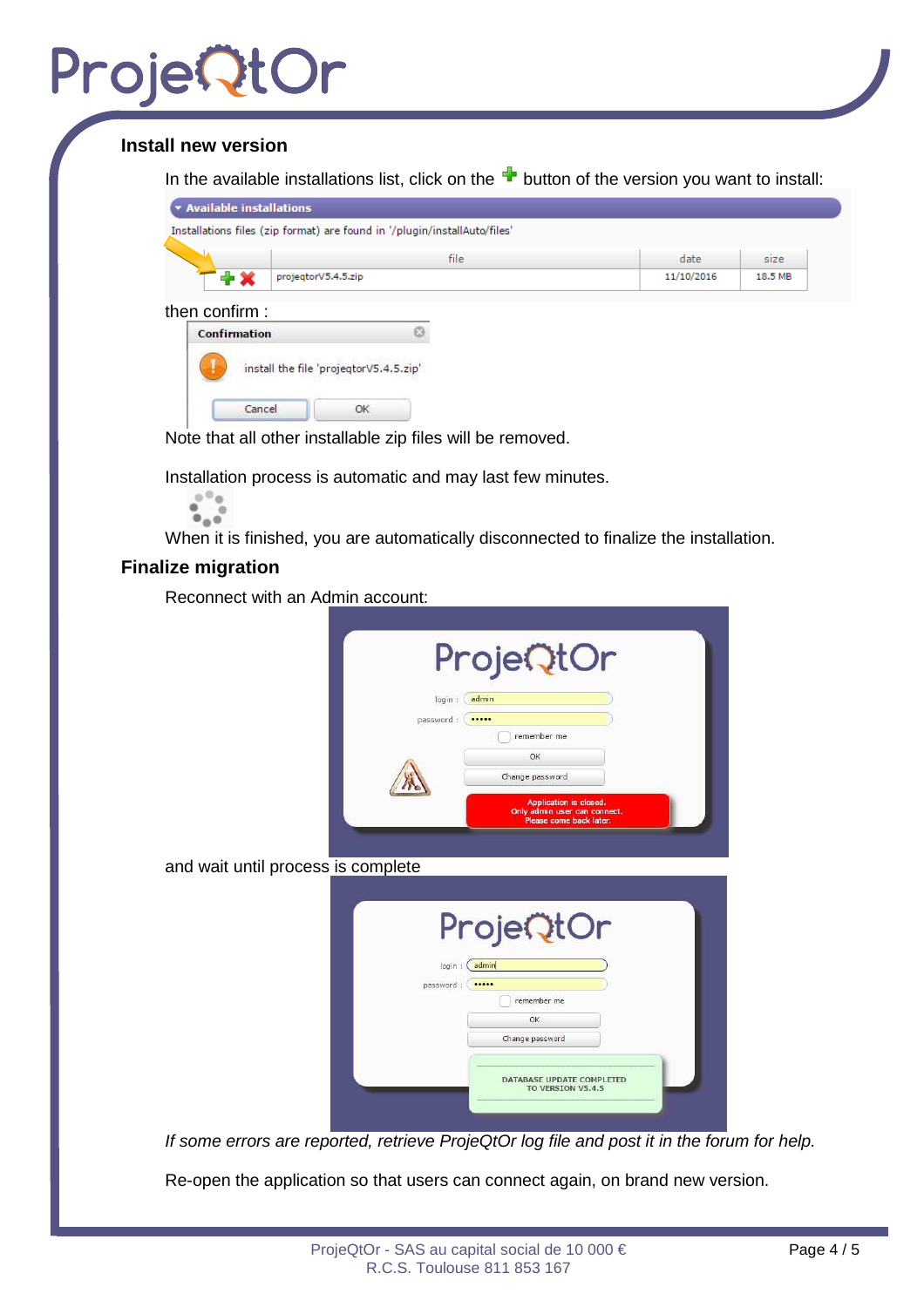## Install new version

In the available installations list, click on the + button of the version you want to install:

then confirm :

Note that all other installable zip files will be removed.

Installation process is automatic and may last few minutes.

When it is finished, you are automatically disconnected to finalize the installation.

## Finalize migration

Reconnect with an Admin account:

and wait until process is complete

*If some errors are reported, retrieve ProjeQtOr log file and post it in the forum for help.*

Re-open the application so that users can connect again, on brand new version.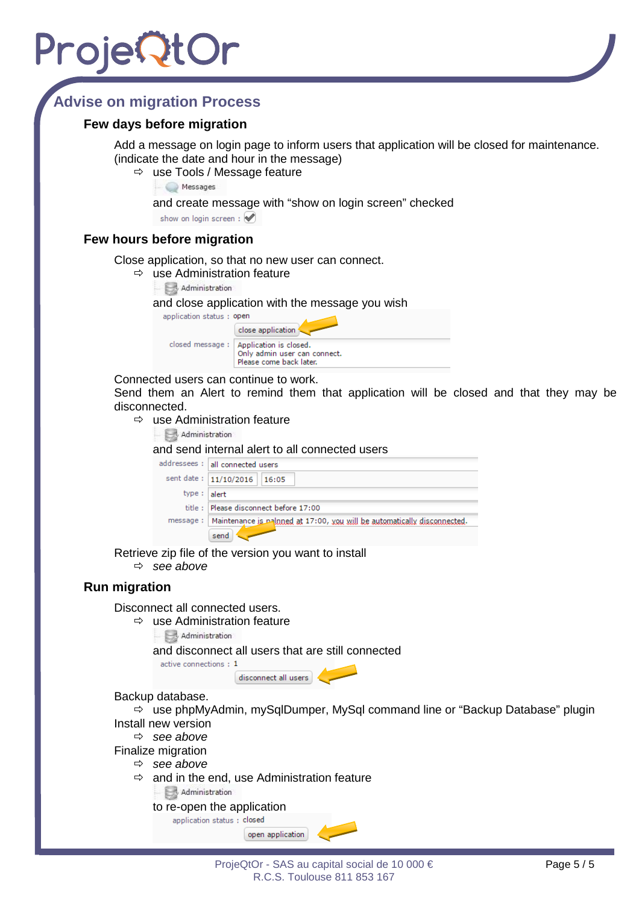## Advise on migration Process

### Few days before migration

Add a message on login page to inform users that application will be closed for maintenance. (indicate the date and hour in the message)

- ⇨ use Tools / Message feature

  Messages

  and create message with “show on login screen” checked

  show on login screen :

### Few hours before migration

Close application, so that no new user can connect.

- ⇨ use Administration feature

  Administration

  and close application with the message you wish

  application status : open

  close application

  closed message : Application is closed. Only admin user can connect. Please come back later.

Connected users can continue to work.

Send them an Alert to remind them that application will be closed and that they may be disconnected.

- ⇨ use Administration feature

  Administration

  and send internal alert to all connected users

  addressees : all connected users

  sent date : 11/10/2016 16:05

  type : alert

  title : Please disconnect before 17:00

  message : Maintenance is palnned at 17:00, you will be automatically disconnected.

  send

Retrieve zip file of the version you want to install

- ⇨ *see above*

### Run migration

Disconnect all connected users.

- ⇨ use Administration feature

  Administration

  and disconnect all users that are still connected

  active connections : 1

  disconnect all users

Backup database.

- ⇨ use phpMyAdmin, mySqlDumper, MySql command line or “Backup Database” plugin

Install new version

- ⇨ *see above*

Finalize migration

- ⇨ *see above*
- ⇨ and in the end, use Administration feature

  Administration

  to re-open the application

  application status : closed

  open application

ProjeQtOr - SAS au capital social de 10 000 €
R.C.S. Toulouse 811 853 167